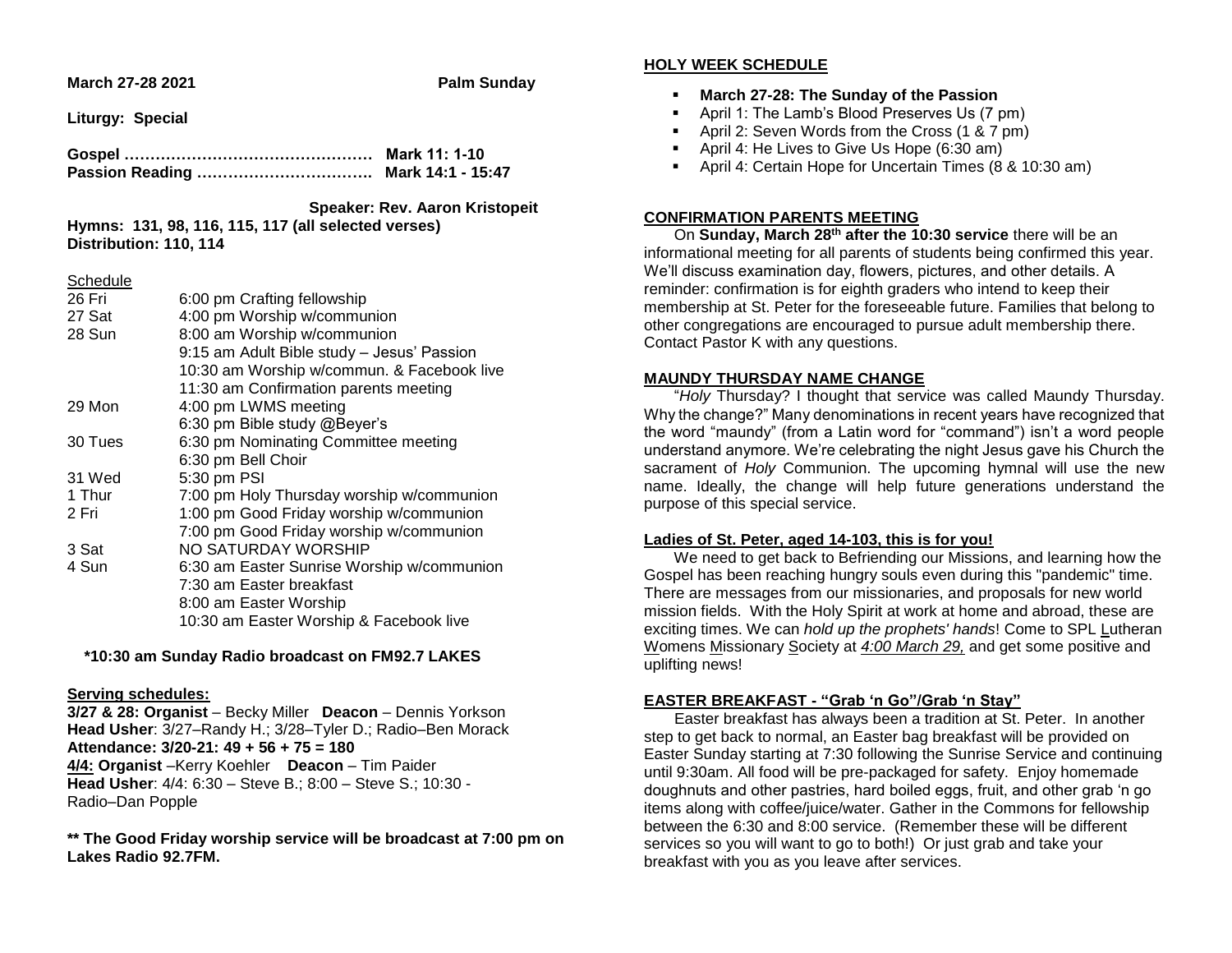**March 27-28 2021** **Palm Sunday**

**Liturgy: Special**

**Gospel ………………………………………… Mark 11: 1-10**
**Passion Reading ……………………………. Mark 14:1 - 15:47**

**Speaker: Rev. Aaron Kristopeit**

**Hymns: 131, 98, 116, 115, 117 (all selected verses)**
**Distribution: 110, 114**

Schedule

| | |
|---|---|
| 26 Fri | 6:00 pm Crafting fellowship |
| 27 Sat | 4:00 pm Worship w/communion |
| 28 Sun | 8:00 am Worship w/communion |
| | 9:15 am Adult Bible study – Jesus' Passion |
| | 10:30 am Worship w/commun. & Facebook live |
| | 11:30 am Confirmation parents meeting |
| 29 Mon | 4:00 pm LWMS meeting |
| | 6:30 pm Bible study @Beyer's |
| 30 Tues | 6:30 pm Nominating Committee meeting |
| | 6:30 pm Bell Choir |
| 31 Wed | 5:30 pm PSI |
| 1 Thur | 7:00 pm Holy Thursday worship w/communion |
| 2 Fri | 1:00 pm Good Friday worship w/communion |
| | 7:00 pm Good Friday worship w/communion |
| 3 Sat | NO SATURDAY WORSHIP |
| 4 Sun | 6:30 am Easter Sunrise Worship w/communion |
| | 7:30 am Easter breakfast |
| | 8:00 am Easter Worship |
| | 10:30 am Easter Worship & Facebook live |

**\*10:30 am Sunday Radio broadcast on FM92.7 LAKES**

**Serving schedules:**

**3/27 & 28: Organist** – Becky Miller **Deacon** – Dennis Yorkson
**Head Usher**: 3/27–Randy H.; 3/28–Tyler D.; Radio–Ben Morack
**Attendance: 3/20-21: 49 + 56 + 75 = 180**
**4/4: Organist** –Kerry Koehler **Deacon** – Tim Paider
**Head Usher**: 4/4: 6:30 – Steve B.; 8:00 – Steve S.; 10:30 - Radio–Dan Popple

**\*\* The Good Friday worship service will be broadcast at 7:00 pm on Lakes Radio 92.7FM.**

## HOLY WEEK SCHEDULE

- **March 27-28: The Sunday of the Passion**
- April 1: The Lamb's Blood Preserves Us (7 pm)
- April 2: Seven Words from the Cross (1 & 7 pm)
- April 4: He Lives to Give Us Hope (6:30 am)
- April 4: Certain Hope for Uncertain Times (8 & 10:30 am)

## CONFIRMATION PARENTS MEETING

On **Sunday, March 28th after the 10:30 service** there will be an informational meeting for all parents of students being confirmed this year. We'll discuss examination day, flowers, pictures, and other details. A reminder: confirmation is for eighth graders who intend to keep their membership at St. Peter for the foreseeable future. Families that belong to other congregations are encouraged to pursue adult membership there. Contact Pastor K with any questions.

## MAUNDY THURSDAY NAME CHANGE

"*Holy* Thursday? I thought that service was called Maundy Thursday. Why the change?" Many denominations in recent years have recognized that the word "maundy" (from a Latin word for "command") isn't a word people understand anymore. We're celebrating the night Jesus gave his Church the sacrament of *Holy* Communion. The upcoming hymnal will use the new name. Ideally, the change will help future generations understand the purpose of this special service.

## Ladies of St. Peter, aged 14-103, this is for you!

We need to get back to Befriending our Missions, and learning how the Gospel has been reaching hungry souls even during this "pandemic" time. There are messages from our missionaries, and proposals for new world mission fields. With the Holy Spirit at work at home and abroad, these are exciting times. We can *hold up the prophets' hands*! Come to SPL Lutheran Womens Missionary Society at *4:00 March 29,* and get some positive and uplifting news!

## EASTER BREAKFAST - "Grab 'n Go"/Grab 'n Stay"

Easter breakfast has always been a tradition at St. Peter. In another step to get back to normal, an Easter bag breakfast will be provided on Easter Sunday starting at 7:30 following the Sunrise Service and continuing until 9:30am. All food will be pre-packaged for safety. Enjoy homemade doughnuts and other pastries, hard boiled eggs, fruit, and other grab 'n go items along with coffee/juice/water. Gather in the Commons for fellowship between the 6:30 and 8:00 service. (Remember these will be different services so you will want to go to both!) Or just grab and take your breakfast with you as you leave after services.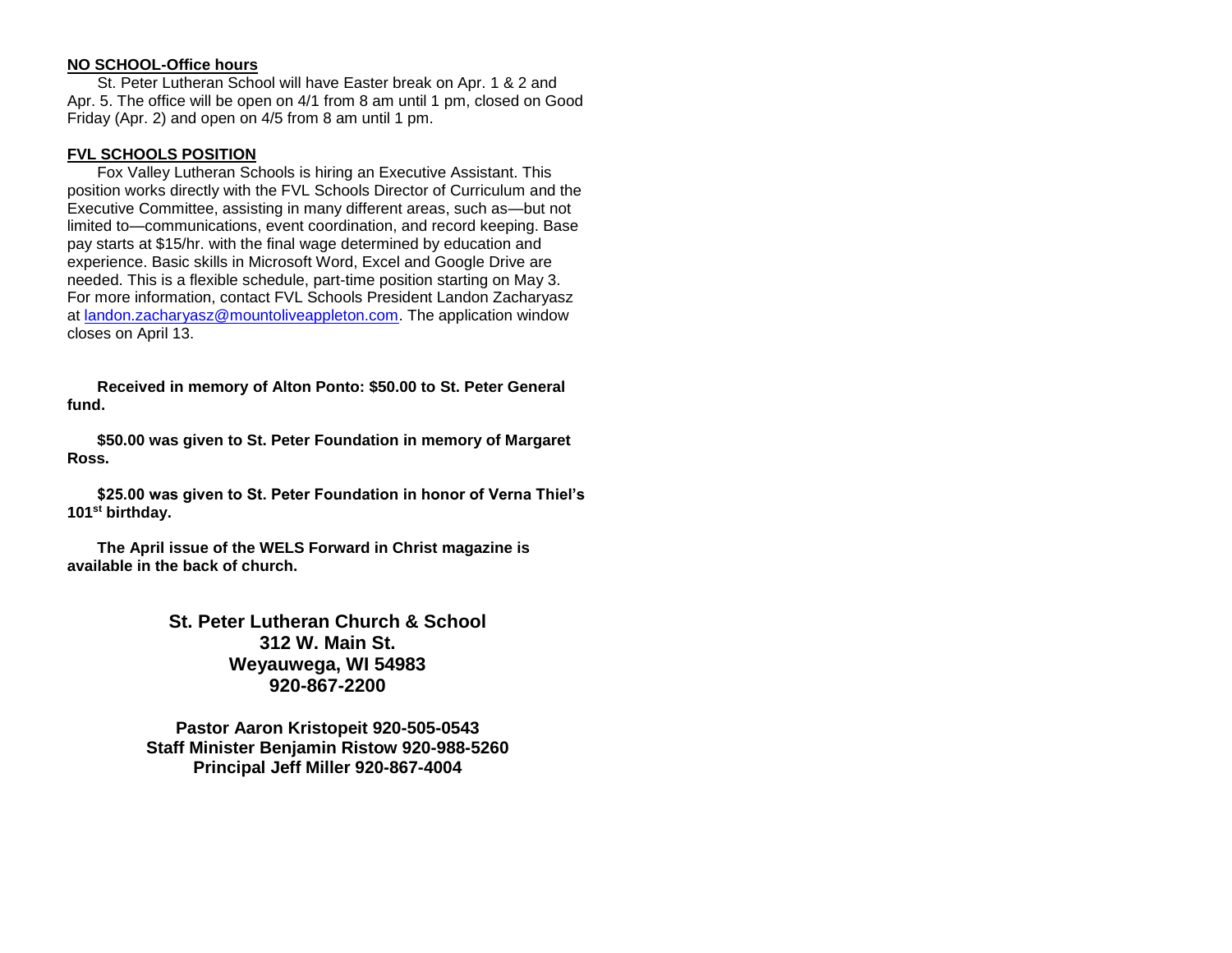**NO SCHOOL-Office hours**

St. Peter Lutheran School will have Easter break on Apr. 1 & 2 and Apr. 5. The office will be open on 4/1 from 8 am until 1 pm, closed on Good Friday (Apr. 2) and open on 4/5 from 8 am until 1 pm.

**FVL SCHOOLS POSITION**

Fox Valley Lutheran Schools is hiring an Executive Assistant. This position works directly with the FVL Schools Director of Curriculum and the Executive Committee, assisting in many different areas, such as—but not limited to—communications, event coordination, and record keeping. Base pay starts at $15/hr. with the final wage determined by education and experience. Basic skills in Microsoft Word, Excel and Google Drive are needed. This is a flexible schedule, part-time position starting on May 3. For more information, contact FVL Schools President Landon Zacharyasz at landon.zacharyasz@mountoliveappleton.com. The application window closes on April 13.

**Received in memory of Alton Ponto: $50.00 to St. Peter General fund.**

**$50.00 was given to St. Peter Foundation in memory of Margaret Ross.**

**$25.00 was given to St. Peter Foundation in honor of Verna Thiel's 101st birthday.**

**The April issue of the WELS Forward in Christ magazine is available in the back of church.**

**St. Peter Lutheran Church & School**
**312 W. Main St.**
**Weyauwega, WI 54983**
**920-867-2200**

**Pastor Aaron Kristopeit 920-505-0543**
**Staff Minister Benjamin Ristow 920-988-5260**
**Principal Jeff Miller 920-867-4004**